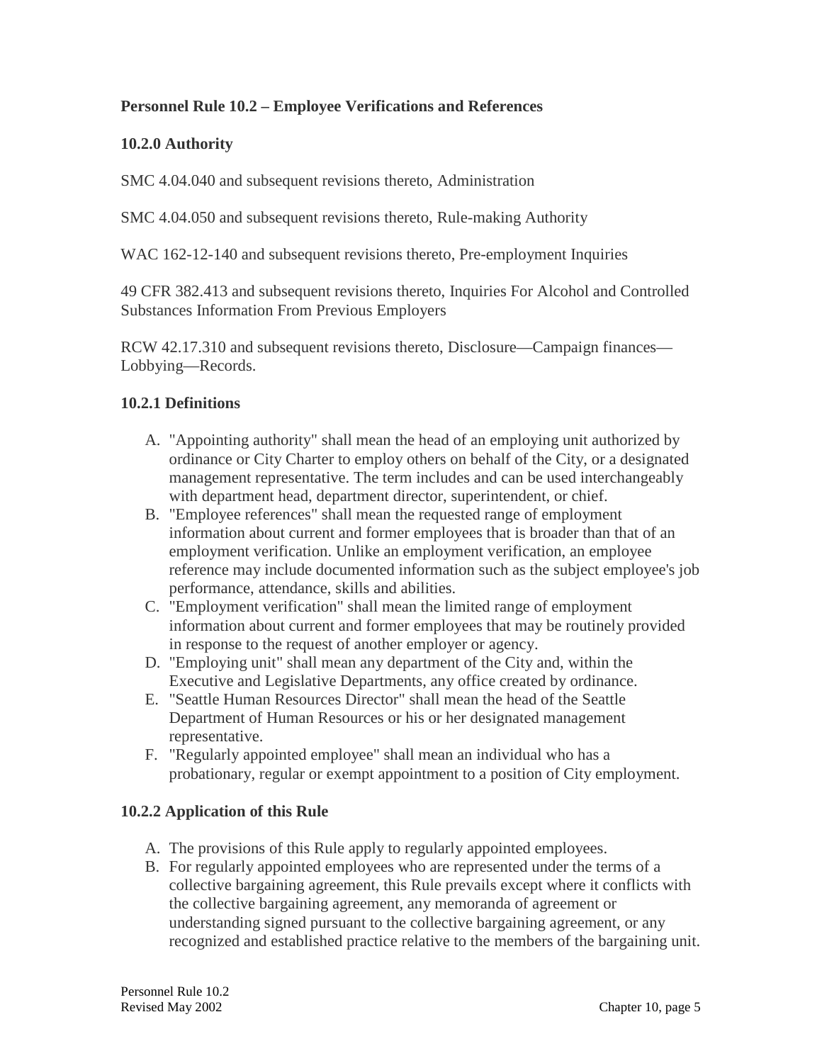**Personnel Rule 10.2 – Employee Verifications and References**

**10.2.0 Authority**

SMC 4.04.040 and subsequent revisions thereto, Administration

SMC 4.04.050 and subsequent revisions thereto, Rule-making Authority

WAC 162-12-140 and subsequent revisions thereto, Pre-employment Inquiries

49 CFR 382.413 and subsequent revisions thereto, Inquiries For Alcohol and Controlled Substances Information From Previous Employers

RCW 42.17.310 and subsequent revisions thereto, Disclosure—Campaign finances—Lobbying—Records.

**10.2.1 Definitions**

A. "Appointing authority" shall mean the head of an employing unit authorized by ordinance or City Charter to employ others on behalf of the City, or a designated management representative. The term includes and can be used interchangeably with department head, department director, superintendent, or chief.
B. "Employee references" shall mean the requested range of employment information about current and former employees that is broader than that of an employment verification. Unlike an employment verification, an employee reference may include documented information such as the subject employee's job performance, attendance, skills and abilities.
C. "Employment verification" shall mean the limited range of employment information about current and former employees that may be routinely provided in response to the request of another employer or agency.
D. "Employing unit" shall mean any department of the City and, within the Executive and Legislative Departments, any office created by ordinance.
E. "Seattle Human Resources Director" shall mean the head of the Seattle Department of Human Resources or his or her designated management representative.
F. "Regularly appointed employee" shall mean an individual who has a probationary, regular or exempt appointment to a position of City employment.

**10.2.2 Application of this Rule**

A. The provisions of this Rule apply to regularly appointed employees.
B. For regularly appointed employees who are represented under the terms of a collective bargaining agreement, this Rule prevails except where it conflicts with the collective bargaining agreement, any memoranda of agreement or understanding signed pursuant to the collective bargaining agreement, or any recognized and established practice relative to the members of the bargaining unit.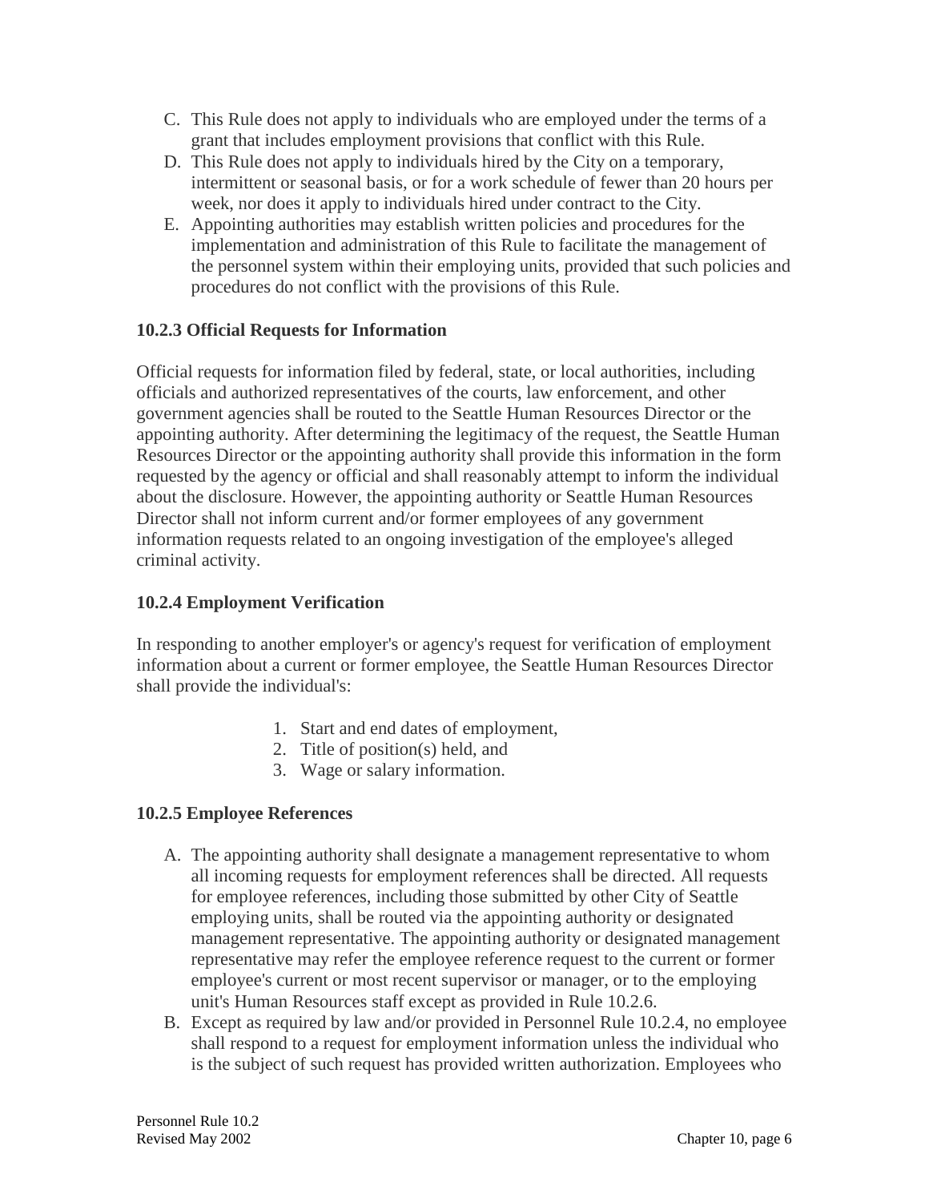C. This Rule does not apply to individuals who are employed under the terms of a grant that includes employment provisions that conflict with this Rule.
D. This Rule does not apply to individuals hired by the City on a temporary, intermittent or seasonal basis, or for a work schedule of fewer than 20 hours per week, nor does it apply to individuals hired under contract to the City.
E. Appointing authorities may establish written policies and procedures for the implementation and administration of this Rule to facilitate the management of the personnel system within their employing units, provided that such policies and procedures do not conflict with the provisions of this Rule.

### 10.2.3 Official Requests for Information

Official requests for information filed by federal, state, or local authorities, including officials and authorized representatives of the courts, law enforcement, and other government agencies shall be routed to the Seattle Human Resources Director or the appointing authority. After determining the legitimacy of the request, the Seattle Human Resources Director or the appointing authority shall provide this information in the form requested by the agency or official and shall reasonably attempt to inform the individual about the disclosure. However, the appointing authority or Seattle Human Resources Director shall not inform current and/or former employees of any government information requests related to an ongoing investigation of the employee's alleged criminal activity.

### 10.2.4 Employment Verification

In responding to another employer's or agency's request for verification of employment information about a current or former employee, the Seattle Human Resources Director shall provide the individual's:

1. Start and end dates of employment,
2. Title of position(s) held, and
3. Wage or salary information.

### 10.2.5 Employee References

A. The appointing authority shall designate a management representative to whom all incoming requests for employment references shall be directed. All requests for employee references, including those submitted by other City of Seattle employing units, shall be routed via the appointing authority or designated management representative. The appointing authority or designated management representative may refer the employee reference request to the current or former employee's current or most recent supervisor or manager, or to the employing unit's Human Resources staff except as provided in Rule 10.2.6.
B. Except as required by law and/or provided in Personnel Rule 10.2.4, no employee shall respond to a request for employment information unless the individual who is the subject of such request has provided written authorization. Employees who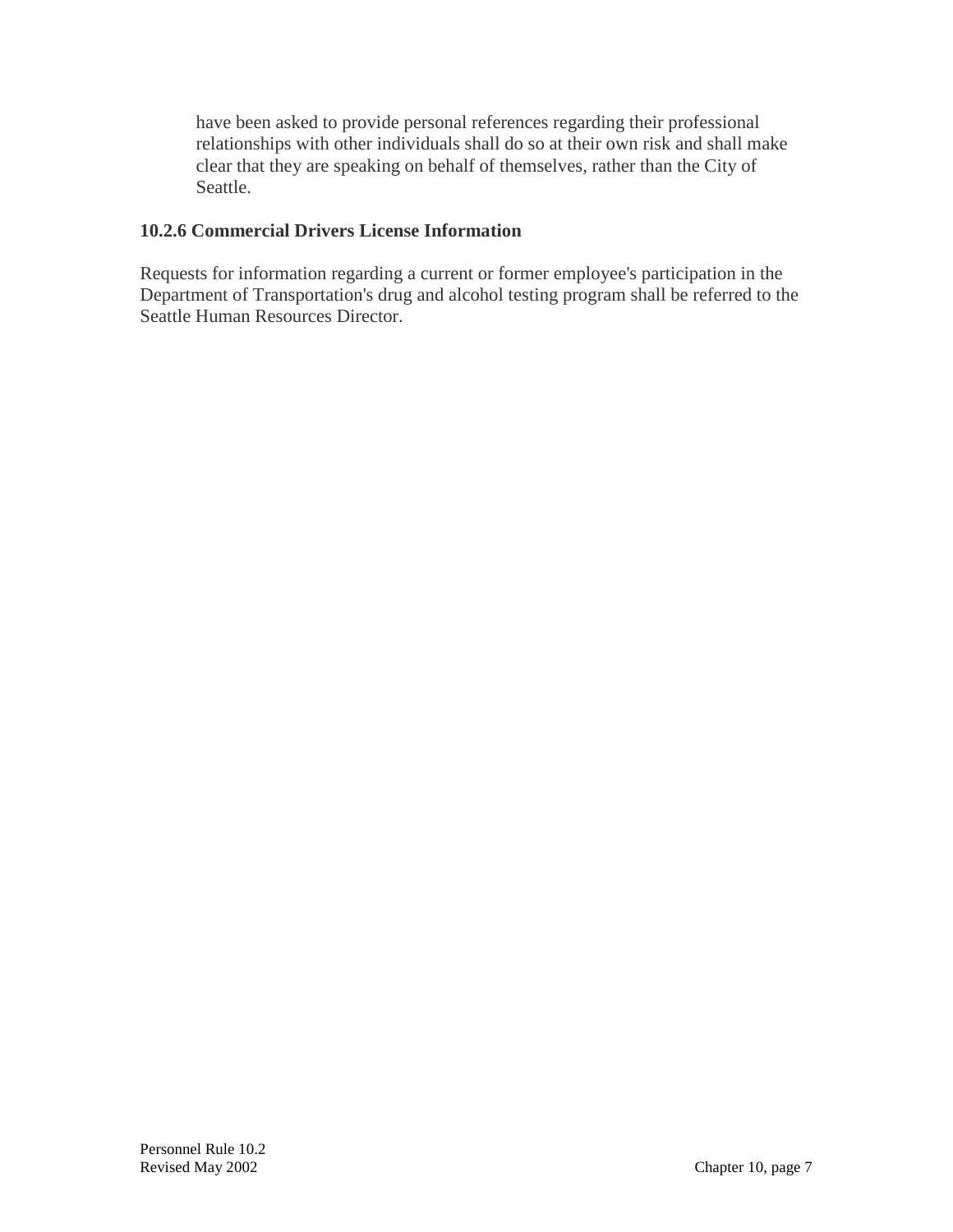have been asked to provide personal references regarding their professional relationships with other individuals shall do so at their own risk and shall make clear that they are speaking on behalf of themselves, rather than the City of Seattle.

### 10.2.6 Commercial Drivers License Information

Requests for information regarding a current or former employee's participation in the Department of Transportation's drug and alcohol testing program shall be referred to the Seattle Human Resources Director.